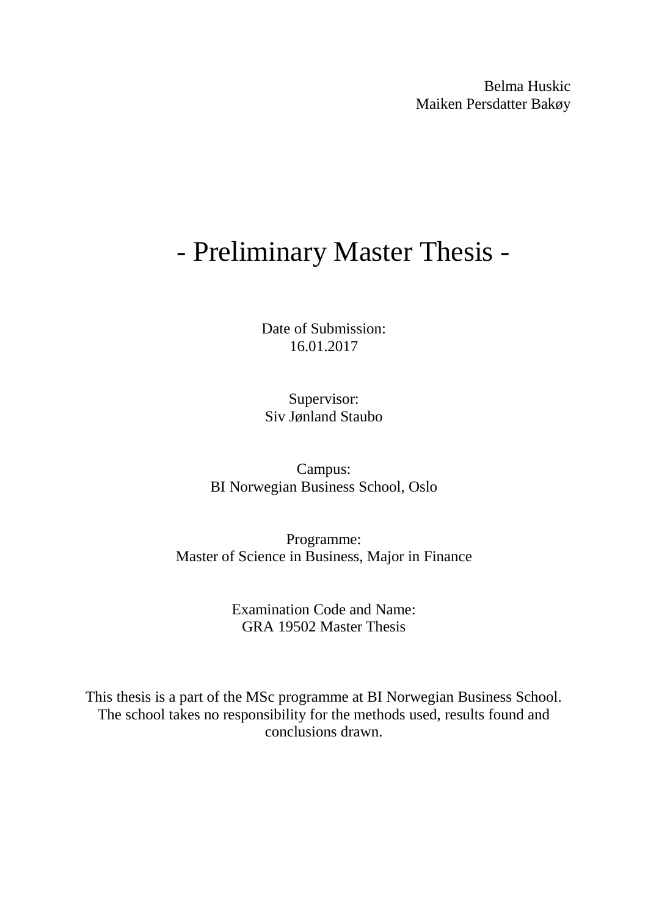Belma Huskic
Maiken Persdatter Bakøy

# - Preliminary Master Thesis -

Date of Submission:
16.01.2017

Supervisor:
Siv Jønland Staubo

Campus:
BI Norwegian Business School, Oslo

Programme:
Master of Science in Business, Major in Finance

Examination Code and Name:
GRA 19502 Master Thesis

This thesis is a part of the MSc programme at BI Norwegian Business School. The school takes no responsibility for the methods used, results found and conclusions drawn.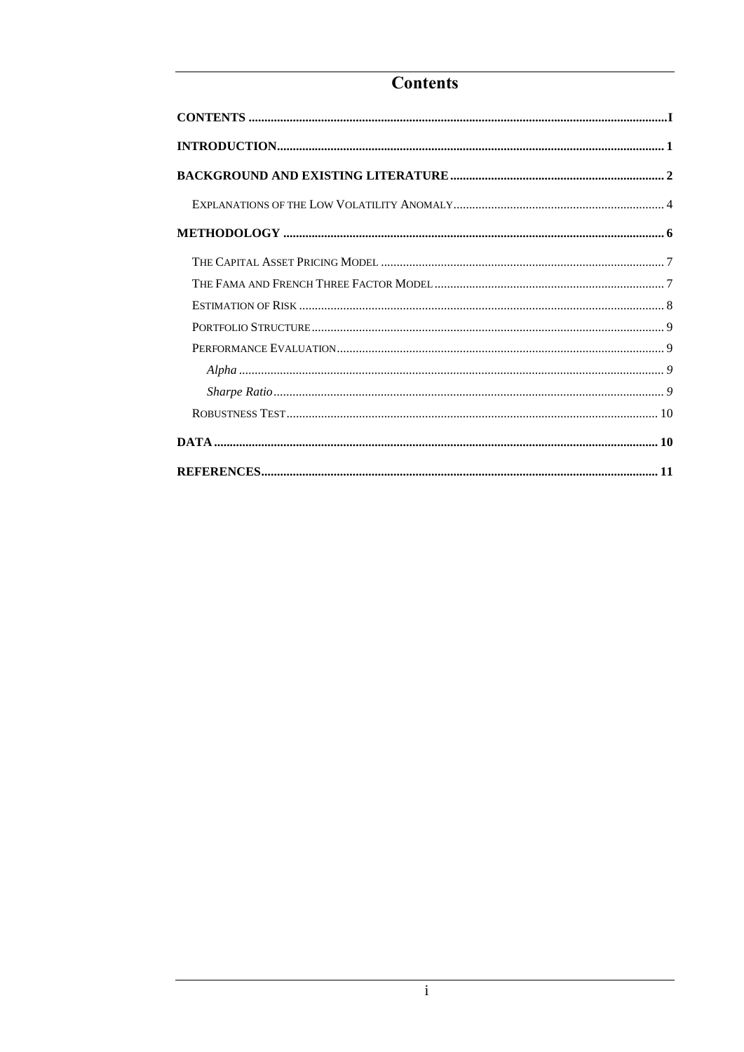# Contents

**CONTENTS** ..... **I**

**INTRODUCTION** ..... **1**

**BACKGROUND AND EXISTING LITERATURE** ..... **2**

- EXPLANATIONS OF THE LOW VOLATILITY ANOMALY ..... 4

**METHODOLOGY** ..... **6**

- THE CAPITAL ASSET PRICING MODEL ..... 7
- THE FAMA AND FRENCH THREE FACTOR MODEL ..... 7
- ESTIMATION OF RISK ..... 8
- PORTFOLIO STRUCTURE ..... 9
- PERFORMANCE EVALUATION ..... 9
  - *Alpha* ..... *9*
  - *Sharpe Ratio* ..... *9*
- ROBUSTNESS TEST ..... 10

**DATA** ..... **10**

**REFERENCES** ..... **11**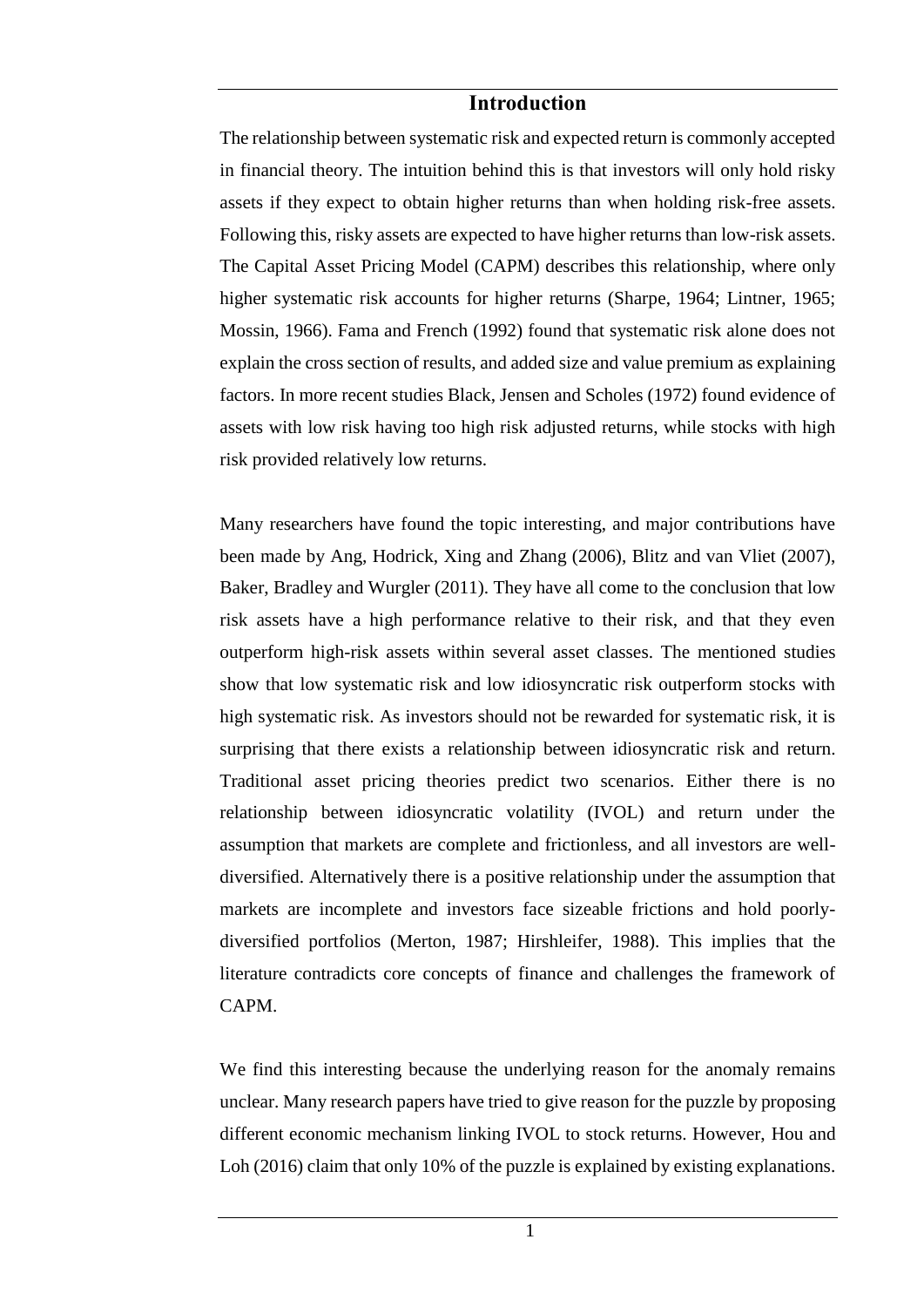# Introduction

The relationship between systematic risk and expected return is commonly accepted in financial theory. The intuition behind this is that investors will only hold risky assets if they expect to obtain higher returns than when holding risk-free assets. Following this, risky assets are expected to have higher returns than low-risk assets. The Capital Asset Pricing Model (CAPM) describes this relationship, where only higher systematic risk accounts for higher returns (Sharpe, 1964; Lintner, 1965; Mossin, 1966). Fama and French (1992) found that systematic risk alone does not explain the cross section of results, and added size and value premium as explaining factors. In more recent studies Black, Jensen and Scholes (1972) found evidence of assets with low risk having too high risk adjusted returns, while stocks with high risk provided relatively low returns.

Many researchers have found the topic interesting, and major contributions have been made by Ang, Hodrick, Xing and Zhang (2006), Blitz and van Vliet (2007), Baker, Bradley and Wurgler (2011). They have all come to the conclusion that low risk assets have a high performance relative to their risk, and that they even outperform high-risk assets within several asset classes. The mentioned studies show that low systematic risk and low idiosyncratic risk outperform stocks with high systematic risk. As investors should not be rewarded for systematic risk, it is surprising that there exists a relationship between idiosyncratic risk and return. Traditional asset pricing theories predict two scenarios. Either there is no relationship between idiosyncratic volatility (IVOL) and return under the assumption that markets are complete and frictionless, and all investors are well-diversified. Alternatively there is a positive relationship under the assumption that markets are incomplete and investors face sizeable frictions and hold poorly-diversified portfolios (Merton, 1987; Hirshleifer, 1988). This implies that the literature contradicts core concepts of finance and challenges the framework of CAPM.

We find this interesting because the underlying reason for the anomaly remains unclear. Many research papers have tried to give reason for the puzzle by proposing different economic mechanism linking IVOL to stock returns. However, Hou and Loh (2016) claim that only 10% of the puzzle is explained by existing explanations.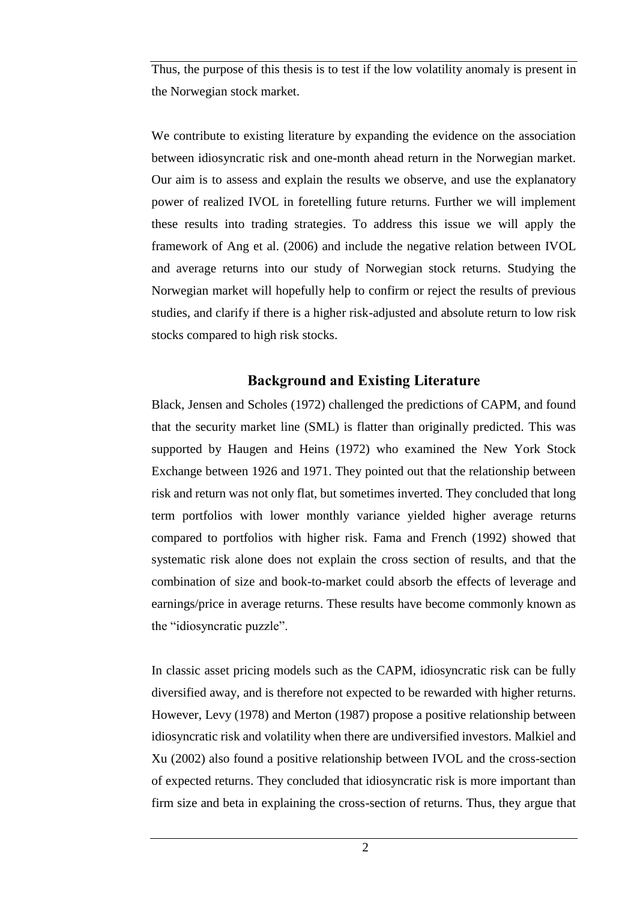Thus, the purpose of this thesis is to test if the low volatility anomaly is present in the Norwegian stock market.

We contribute to existing literature by expanding the evidence on the association between idiosyncratic risk and one-month ahead return in the Norwegian market. Our aim is to assess and explain the results we observe, and use the explanatory power of realized IVOL in foretelling future returns. Further we will implement these results into trading strategies. To address this issue we will apply the framework of Ang et al. (2006) and include the negative relation between IVOL and average returns into our study of Norwegian stock returns. Studying the Norwegian market will hopefully help to confirm or reject the results of previous studies, and clarify if there is a higher risk-adjusted and absolute return to low risk stocks compared to high risk stocks.

## Background and Existing Literature

Black, Jensen and Scholes (1972) challenged the predictions of CAPM, and found that the security market line (SML) is flatter than originally predicted. This was supported by Haugen and Heins (1972) who examined the New York Stock Exchange between 1926 and 1971. They pointed out that the relationship between risk and return was not only flat, but sometimes inverted. They concluded that long term portfolios with lower monthly variance yielded higher average returns compared to portfolios with higher risk. Fama and French (1992) showed that systematic risk alone does not explain the cross section of results, and that the combination of size and book-to-market could absorb the effects of leverage and earnings/price in average returns. These results have become commonly known as the "idiosyncratic puzzle".

In classic asset pricing models such as the CAPM, idiosyncratic risk can be fully diversified away, and is therefore not expected to be rewarded with higher returns. However, Levy (1978) and Merton (1987) propose a positive relationship between idiosyncratic risk and volatility when there are undiversified investors. Malkiel and Xu (2002) also found a positive relationship between IVOL and the cross-section of expected returns. They concluded that idiosyncratic risk is more important than firm size and beta in explaining the cross-section of returns. Thus, they argue that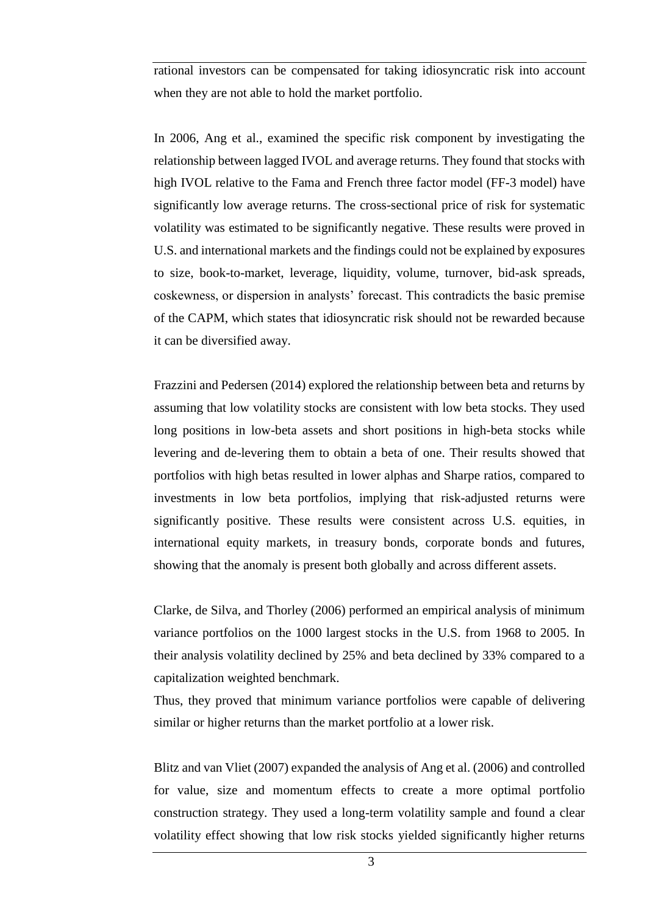rational investors can be compensated for taking idiosyncratic risk into account when they are not able to hold the market portfolio.

In 2006, Ang et al., examined the specific risk component by investigating the relationship between lagged IVOL and average returns. They found that stocks with high IVOL relative to the Fama and French three factor model (FF-3 model) have significantly low average returns. The cross-sectional price of risk for systematic volatility was estimated to be significantly negative. These results were proved in U.S. and international markets and the findings could not be explained by exposures to size, book-to-market, leverage, liquidity, volume, turnover, bid-ask spreads, coskewness, or dispersion in analysts' forecast. This contradicts the basic premise of the CAPM, which states that idiosyncratic risk should not be rewarded because it can be diversified away.

Frazzini and Pedersen (2014) explored the relationship between beta and returns by assuming that low volatility stocks are consistent with low beta stocks. They used long positions in low-beta assets and short positions in high-beta stocks while levering and de-levering them to obtain a beta of one. Their results showed that portfolios with high betas resulted in lower alphas and Sharpe ratios, compared to investments in low beta portfolios, implying that risk-adjusted returns were significantly positive. These results were consistent across U.S. equities, in international equity markets, in treasury bonds, corporate bonds and futures, showing that the anomaly is present both globally and across different assets.

Clarke, de Silva, and Thorley (2006) performed an empirical analysis of minimum variance portfolios on the 1000 largest stocks in the U.S. from 1968 to 2005. In their analysis volatility declined by 25% and beta declined by 33% compared to a capitalization weighted benchmark.

Thus, they proved that minimum variance portfolios were capable of delivering similar or higher returns than the market portfolio at a lower risk.

Blitz and van Vliet (2007) expanded the analysis of Ang et al. (2006) and controlled for value, size and momentum effects to create a more optimal portfolio construction strategy. They used a long-term volatility sample and found a clear volatility effect showing that low risk stocks yielded significantly higher returns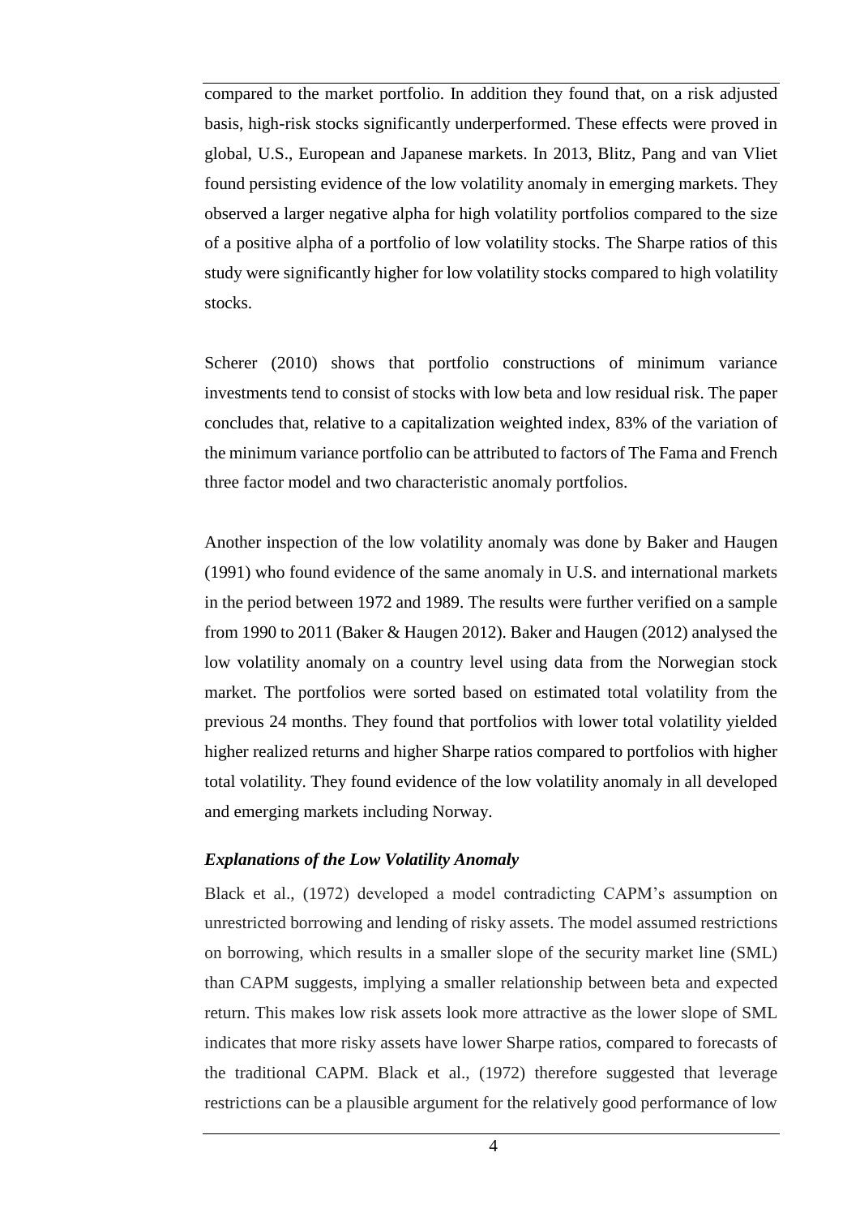compared to the market portfolio. In addition they found that, on a risk adjusted basis, high-risk stocks significantly underperformed. These effects were proved in global, U.S., European and Japanese markets. In 2013, Blitz, Pang and van Vliet found persisting evidence of the low volatility anomaly in emerging markets. They observed a larger negative alpha for high volatility portfolios compared to the size of a positive alpha of a portfolio of low volatility stocks. The Sharpe ratios of this study were significantly higher for low volatility stocks compared to high volatility stocks.

Scherer (2010) shows that portfolio constructions of minimum variance investments tend to consist of stocks with low beta and low residual risk. The paper concludes that, relative to a capitalization weighted index, 83% of the variation of the minimum variance portfolio can be attributed to factors of The Fama and French three factor model and two characteristic anomaly portfolios.

Another inspection of the low volatility anomaly was done by Baker and Haugen (1991) who found evidence of the same anomaly in U.S. and international markets in the period between 1972 and 1989. The results were further verified on a sample from 1990 to 2011 (Baker & Haugen 2012). Baker and Haugen (2012) analysed the low volatility anomaly on a country level using data from the Norwegian stock market. The portfolios were sorted based on estimated total volatility from the previous 24 months. They found that portfolios with lower total volatility yielded higher realized returns and higher Sharpe ratios compared to portfolios with higher total volatility. They found evidence of the low volatility anomaly in all developed and emerging markets including Norway.

### *Explanations of the Low Volatility Anomaly*

Black et al., (1972) developed a model contradicting CAPM's assumption on unrestricted borrowing and lending of risky assets. The model assumed restrictions on borrowing, which results in a smaller slope of the security market line (SML) than CAPM suggests, implying a smaller relationship between beta and expected return. This makes low risk assets look more attractive as the lower slope of SML indicates that more risky assets have lower Sharpe ratios, compared to forecasts of the traditional CAPM. Black et al., (1972) therefore suggested that leverage restrictions can be a plausible argument for the relatively good performance of low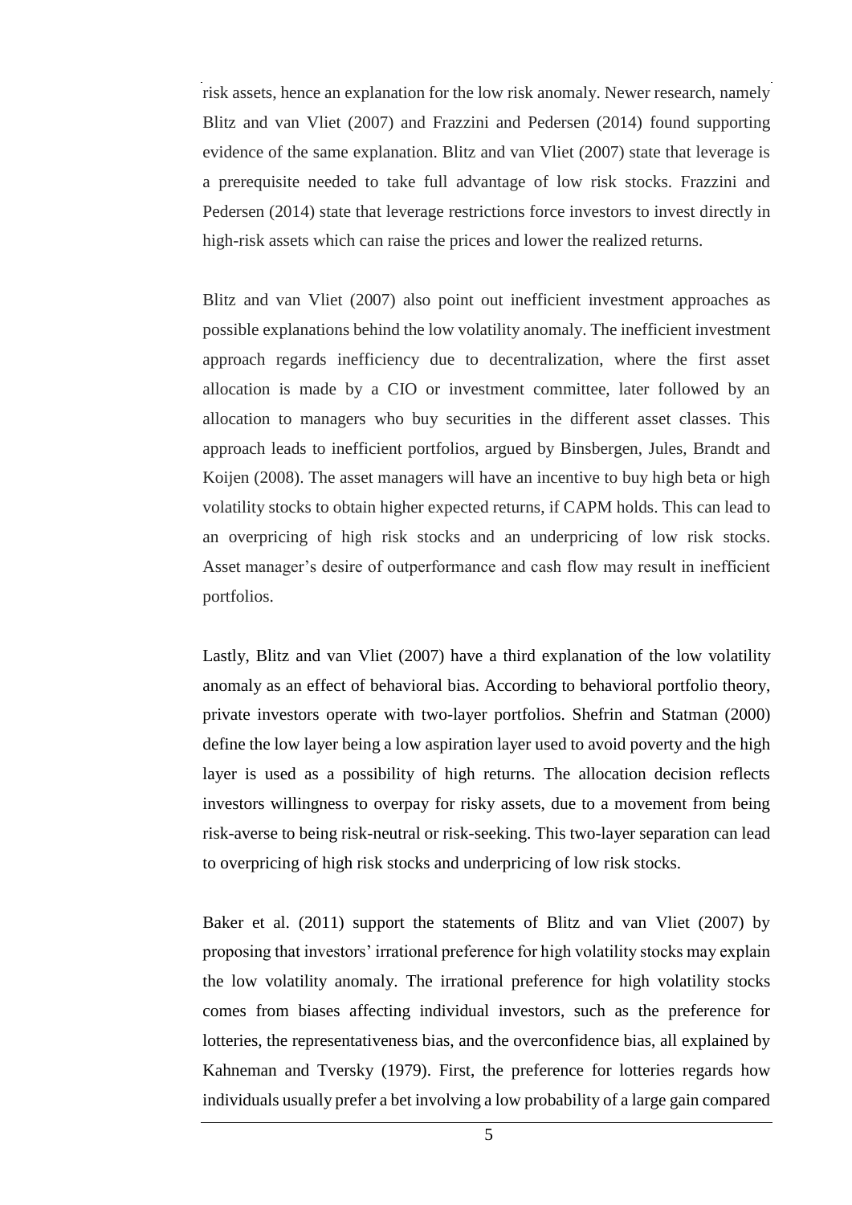risk assets, hence an explanation for the low risk anomaly. Newer research, namely Blitz and van Vliet (2007) and Frazzini and Pedersen (2014) found supporting evidence of the same explanation. Blitz and van Vliet (2007) state that leverage is a prerequisite needed to take full advantage of low risk stocks. Frazzini and Pedersen (2014) state that leverage restrictions force investors to invest directly in high-risk assets which can raise the prices and lower the realized returns.

Blitz and van Vliet (2007) also point out inefficient investment approaches as possible explanations behind the low volatility anomaly. The inefficient investment approach regards inefficiency due to decentralization, where the first asset allocation is made by a CIO or investment committee, later followed by an allocation to managers who buy securities in the different asset classes. This approach leads to inefficient portfolios, argued by Binsbergen, Jules, Brandt and Koijen (2008). The asset managers will have an incentive to buy high beta or high volatility stocks to obtain higher expected returns, if CAPM holds. This can lead to an overpricing of high risk stocks and an underpricing of low risk stocks. Asset manager's desire of outperformance and cash flow may result in inefficient portfolios.

Lastly, Blitz and van Vliet (2007) have a third explanation of the low volatility anomaly as an effect of behavioral bias. According to behavioral portfolio theory, private investors operate with two-layer portfolios. Shefrin and Statman (2000) define the low layer being a low aspiration layer used to avoid poverty and the high layer is used as a possibility of high returns. The allocation decision reflects investors willingness to overpay for risky assets, due to a movement from being risk-averse to being risk-neutral or risk-seeking. This two-layer separation can lead to overpricing of high risk stocks and underpricing of low risk stocks.

Baker et al. (2011) support the statements of Blitz and van Vliet (2007) by proposing that investors' irrational preference for high volatility stocks may explain the low volatility anomaly. The irrational preference for high volatility stocks comes from biases affecting individual investors, such as the preference for lotteries, the representativeness bias, and the overconfidence bias, all explained by Kahneman and Tversky (1979). First, the preference for lotteries regards how individuals usually prefer a bet involving a low probability of a large gain compared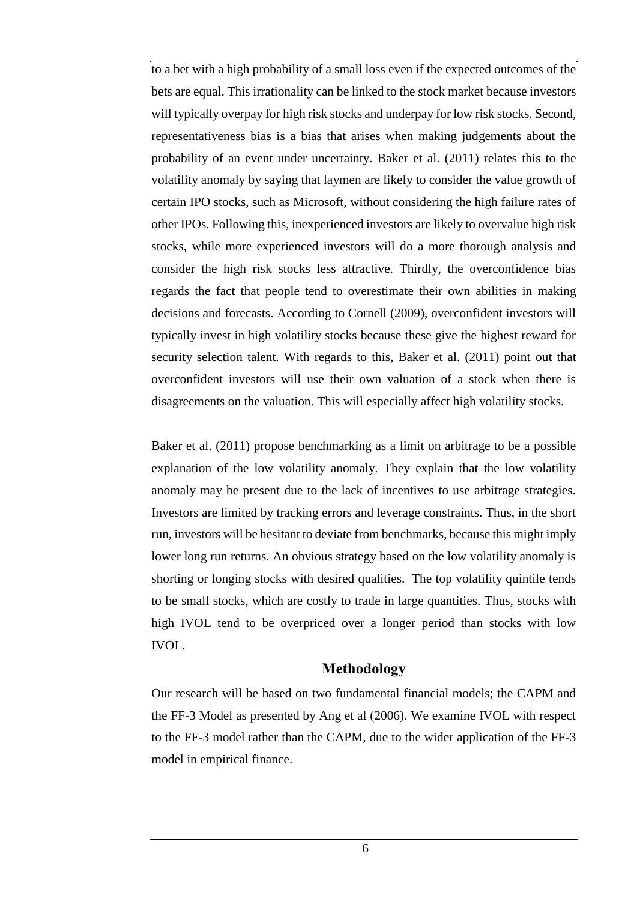to a bet with a high probability of a small loss even if the expected outcomes of the bets are equal. This irrationality can be linked to the stock market because investors will typically overpay for high risk stocks and underpay for low risk stocks. Second, representativeness bias is a bias that arises when making judgements about the probability of an event under uncertainty. Baker et al. (2011) relates this to the volatility anomaly by saying that laymen are likely to consider the value growth of certain IPO stocks, such as Microsoft, without considering the high failure rates of other IPOs. Following this, inexperienced investors are likely to overvalue high risk stocks, while more experienced investors will do a more thorough analysis and consider the high risk stocks less attractive. Thirdly, the overconfidence bias regards the fact that people tend to overestimate their own abilities in making decisions and forecasts. According to Cornell (2009), overconfident investors will typically invest in high volatility stocks because these give the highest reward for security selection talent. With regards to this, Baker et al. (2011) point out that overconfident investors will use their own valuation of a stock when there is disagreements on the valuation. This will especially affect high volatility stocks.

Baker et al. (2011) propose benchmarking as a limit on arbitrage to be a possible explanation of the low volatility anomaly. They explain that the low volatility anomaly may be present due to the lack of incentives to use arbitrage strategies. Investors are limited by tracking errors and leverage constraints. Thus, in the short run, investors will be hesitant to deviate from benchmarks, because this might imply lower long run returns. An obvious strategy based on the low volatility anomaly is shorting or longing stocks with desired qualities. The top volatility quintile tends to be small stocks, which are costly to trade in large quantities. Thus, stocks with high IVOL tend to be overpriced over a longer period than stocks with low IVOL.

## Methodology

Our research will be based on two fundamental financial models; the CAPM and the FF-3 Model as presented by Ang et al (2006). We examine IVOL with respect to the FF-3 model rather than the CAPM, due to the wider application of the FF-3 model in empirical finance.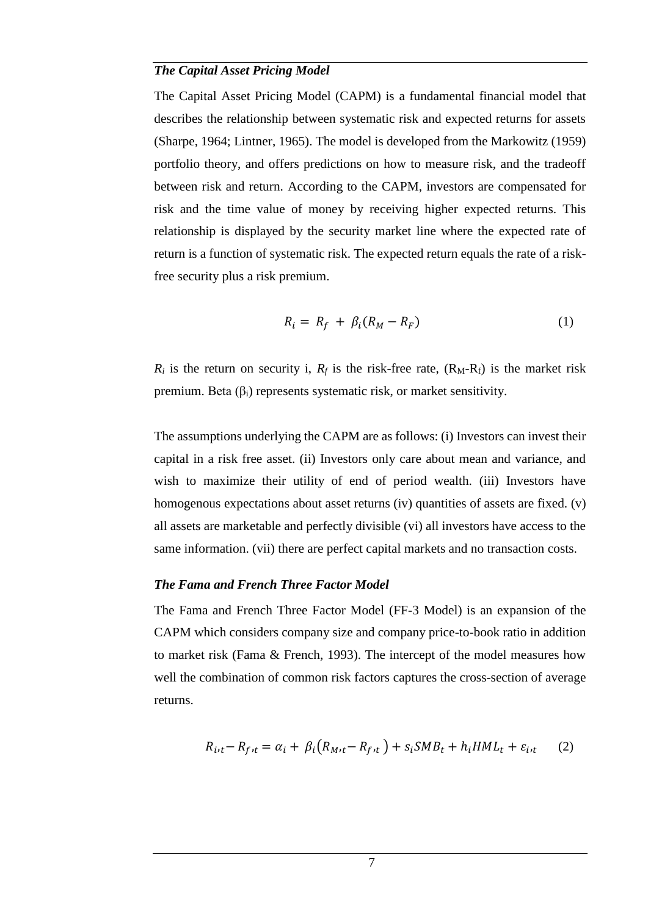### *The Capital Asset Pricing Model*

The Capital Asset Pricing Model (CAPM) is a fundamental financial model that describes the relationship between systematic risk and expected returns for assets (Sharpe, 1964; Lintner, 1965). The model is developed from the Markowitz (1959) portfolio theory, and offers predictions on how to measure risk, and the tradeoff between risk and return. According to the CAPM, investors are compensated for risk and the time value of money by receiving higher expected returns. This relationship is displayed by the security market line where the expected rate of return is a function of systematic risk. The expected return equals the rate of a risk-free security plus a risk premium.

$$R_i = R_f + \beta_i(R_M - R_F) \tag{1}$$

$R_i$ is the return on security i, $R_f$ is the risk-free rate, ($R_M$-$R_f$) is the market risk premium. Beta ($\beta_i$) represents systematic risk, or market sensitivity.

The assumptions underlying the CAPM are as follows: (i) Investors can invest their capital in a risk free asset. (ii) Investors only care about mean and variance, and wish to maximize their utility of end of period wealth. (iii) Investors have homogenous expectations about asset returns (iv) quantities of assets are fixed. (v) all assets are marketable and perfectly divisible (vi) all investors have access to the same information. (vii) there are perfect capital markets and no transaction costs.

### *The Fama and French Three Factor Model*

The Fama and French Three Factor Model (FF-3 Model) is an expansion of the CAPM which considers company size and company price-to-book ratio in addition to market risk (Fama & French, 1993). The intercept of the model measures how well the combination of common risk factors captures the cross-section of average returns.

$$R_{i,t} - R_{f,t} = \alpha_i + \beta_i(R_{M,t} - R_{f,t}) + s_i SMB_t + h_i HML_t + \varepsilon_{i,t} \tag{2}$$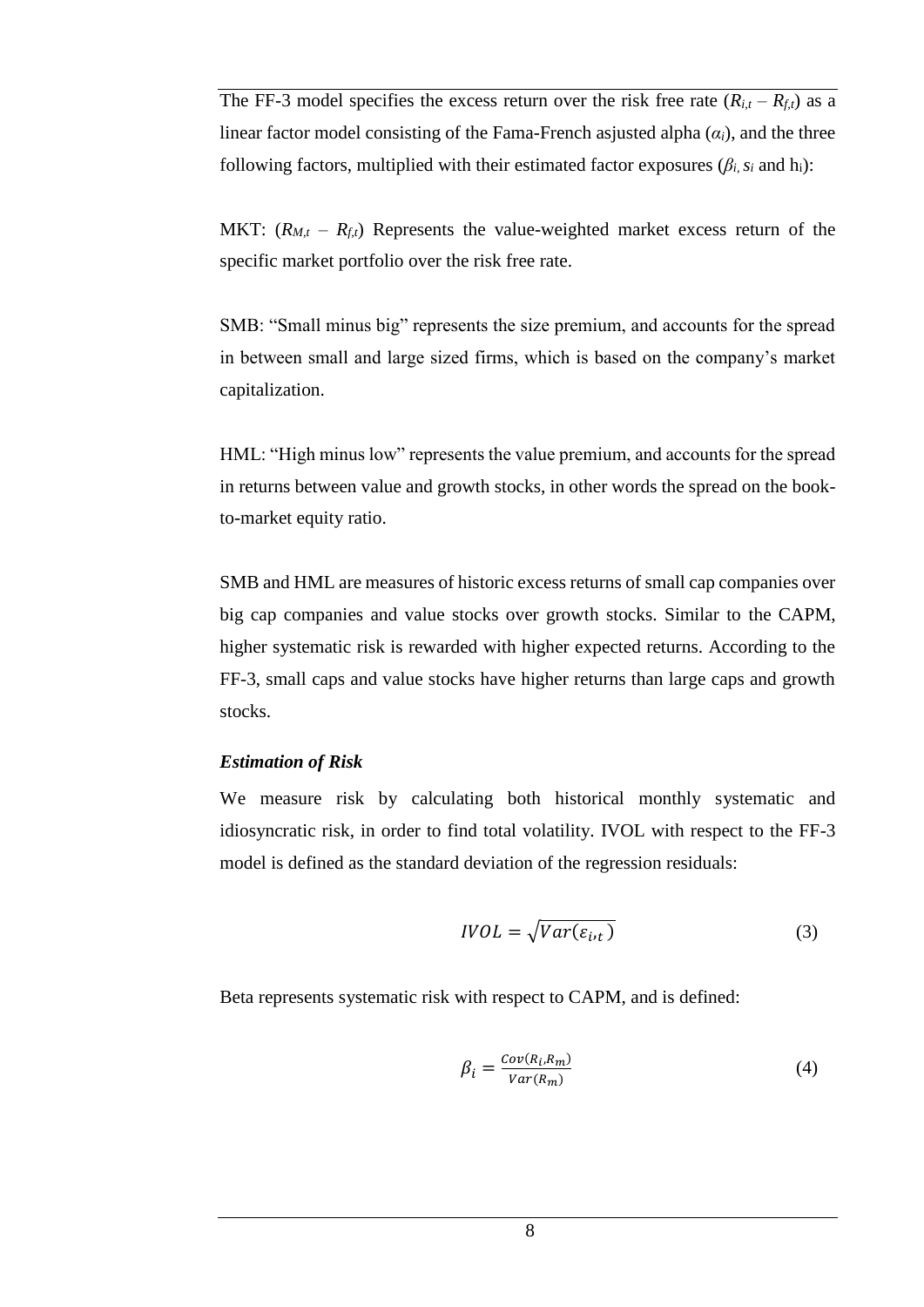The FF-3 model specifies the excess return over the risk free rate ($R_{i,t} - R_{f,t}$) as a linear factor model consisting of the Fama-French asjusted alpha ($\alpha_i$), and the three following factors, multiplied with their estimated factor exposures ($\beta_i$, $s_i$ and $h_i$):

MKT: ($R_{M,t} - R_{f,t}$) Represents the value-weighted market excess return of the specific market portfolio over the risk free rate.

SMB: "Small minus big" represents the size premium, and accounts for the spread in between small and large sized firms, which is based on the company's market capitalization.

HML: "High minus low" represents the value premium, and accounts for the spread in returns between value and growth stocks, in other words the spread on the book-to-market equity ratio.

SMB and HML are measures of historic excess returns of small cap companies over big cap companies and value stocks over growth stocks. Similar to the CAPM, higher systematic risk is rewarded with higher expected returns. According to the FF-3, small caps and value stocks have higher returns than large caps and growth stocks.

***Estimation of Risk***

We measure risk by calculating both historical monthly systematic and idiosyncratic risk, in order to find total volatility. IVOL with respect to the FF-3 model is defined as the standard deviation of the regression residuals:

$$IVOL = \sqrt{Var(\varepsilon_{i,t})} \tag{3}$$

Beta represents systematic risk with respect to CAPM, and is defined:

$$\beta_i = \frac{Cov(R_i, R_m)}{Var(R_m)} \tag{4}$$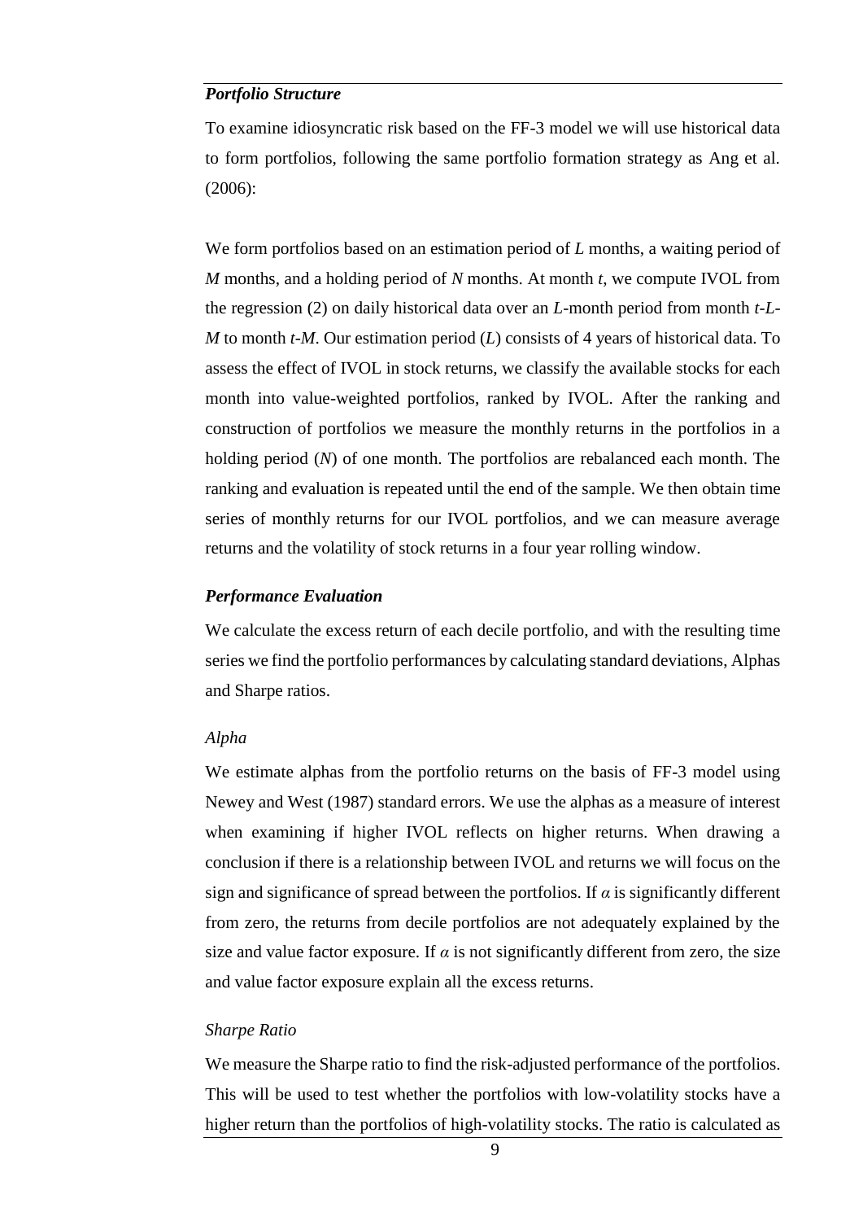### *Portfolio Structure*

To examine idiosyncratic risk based on the FF-3 model we will use historical data to form portfolios, following the same portfolio formation strategy as Ang et al. (2006):

We form portfolios based on an estimation period of $L$ months, a waiting period of $M$ months, and a holding period of $N$ months. At month $t$, we compute IVOL from the regression (2) on daily historical data over an $L$-month period from month $t$-$L$-$M$ to month $t$-$M$. Our estimation period ($L$) consists of 4 years of historical data. To assess the effect of IVOL in stock returns, we classify the available stocks for each month into value-weighted portfolios, ranked by IVOL. After the ranking and construction of portfolios we measure the monthly returns in the portfolios in a holding period ($N$) of one month. The portfolios are rebalanced each month. The ranking and evaluation is repeated until the end of the sample. We then obtain time series of monthly returns for our IVOL portfolios, and we can measure average returns and the volatility of stock returns in a four year rolling window.

### *Performance Evaluation*

We calculate the excess return of each decile portfolio, and with the resulting time series we find the portfolio performances by calculating standard deviations, Alphas and Sharpe ratios.

#### *Alpha*

We estimate alphas from the portfolio returns on the basis of FF-3 model using Newey and West (1987) standard errors. We use the alphas as a measure of interest when examining if higher IVOL reflects on higher returns. When drawing a conclusion if there is a relationship between IVOL and returns we will focus on the sign and significance of spread between the portfolios. If $\alpha$ is significantly different from zero, the returns from decile portfolios are not adequately explained by the size and value factor exposure. If $\alpha$ is not significantly different from zero, the size and value factor exposure explain all the excess returns.

#### *Sharpe Ratio*

We measure the Sharpe ratio to find the risk-adjusted performance of the portfolios. This will be used to test whether the portfolios with low-volatility stocks have a higher return than the portfolios of high-volatility stocks. The ratio is calculated as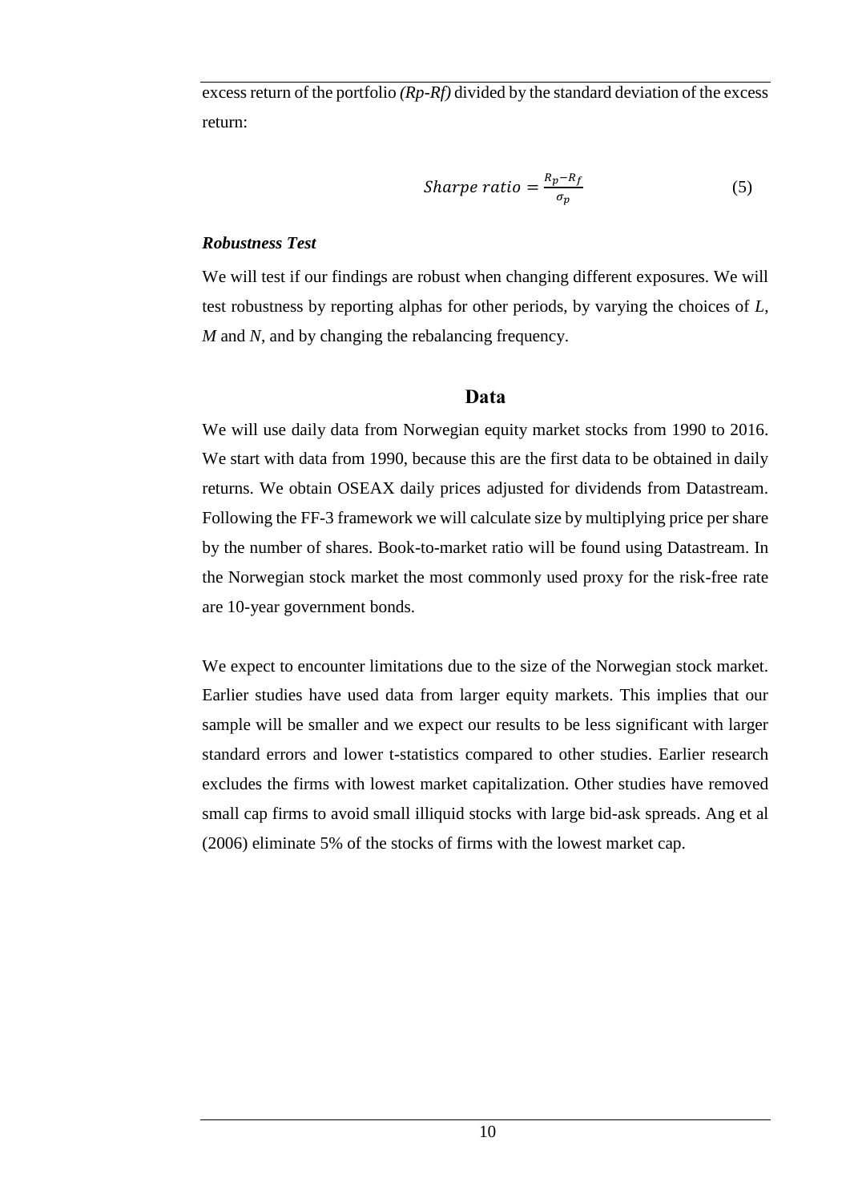excess return of the portfolio *(Rp-Rf)* divided by the standard deviation of the excess return:

$$Sharpe\ ratio = \frac{R_p - R_f}{\sigma_p} \tag{5}$$

***Robustness Test***

We will test if our findings are robust when changing different exposures. We will test robustness by reporting alphas for other periods, by varying the choices of *L*, *M* and *N*, and by changing the rebalancing frequency.

## Data

We will use daily data from Norwegian equity market stocks from 1990 to 2016. We start with data from 1990, because this are the first data to be obtained in daily returns. We obtain OSEAX daily prices adjusted for dividends from Datastream. Following the FF-3 framework we will calculate size by multiplying price per share by the number of shares. Book-to-market ratio will be found using Datastream. In the Norwegian stock market the most commonly used proxy for the risk-free rate are 10-year government bonds.

We expect to encounter limitations due to the size of the Norwegian stock market. Earlier studies have used data from larger equity markets. This implies that our sample will be smaller and we expect our results to be less significant with larger standard errors and lower t-statistics compared to other studies. Earlier research excludes the firms with lowest market capitalization. Other studies have removed small cap firms to avoid small illiquid stocks with large bid-ask spreads. Ang et al (2006) eliminate 5% of the stocks of firms with the lowest market cap.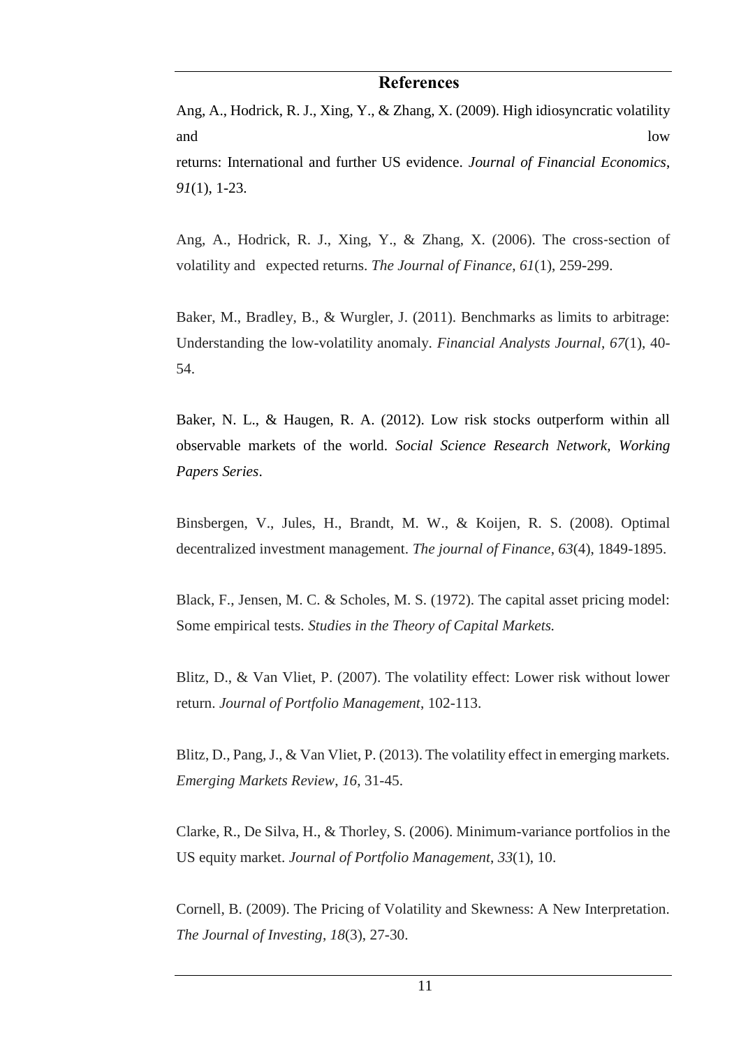## References

Ang, A., Hodrick, R. J., Xing, Y., & Zhang, X. (2009). High idiosyncratic volatility and low returns: International and further US evidence. *Journal of Financial Economics*, *91*(1), 1-23.

Ang, A., Hodrick, R. J., Xing, Y., & Zhang, X. (2006). The cross‐section of volatility and expected returns. *The Journal of Finance*, *61*(1), 259-299.

Baker, M., Bradley, B., & Wurgler, J. (2011). Benchmarks as limits to arbitrage: Understanding the low-volatility anomaly. *Financial Analysts Journal*, *67*(1), 40-54.

Baker, N. L., & Haugen, R. A. (2012). Low risk stocks outperform within all observable markets of the world. *Social Science Research Network, Working Papers Series*.

Binsbergen, V., Jules, H., Brandt, M. W., & Koijen, R. S. (2008). Optimal decentralized investment management. *The journal of Finance*, *63*(4), 1849-1895.

Black, F., Jensen, M. C. & Scholes, M. S. (1972). The capital asset pricing model: Some empirical tests. *Studies in the Theory of Capital Markets.*

Blitz, D., & Van Vliet, P. (2007). The volatility effect: Lower risk without lower return. *Journal of Portfolio Management*, 102-113.

Blitz, D., Pang, J., & Van Vliet, P. (2013). The volatility effect in emerging markets. *Emerging Markets Review*, *16*, 31-45.

Clarke, R., De Silva, H., & Thorley, S. (2006). Minimum-variance portfolios in the US equity market. *Journal of Portfolio Management*, *33*(1), 10.

Cornell, B. (2009). The Pricing of Volatility and Skewness: A New Interpretation. *The Journal of Investing*, *18*(3), 27-30.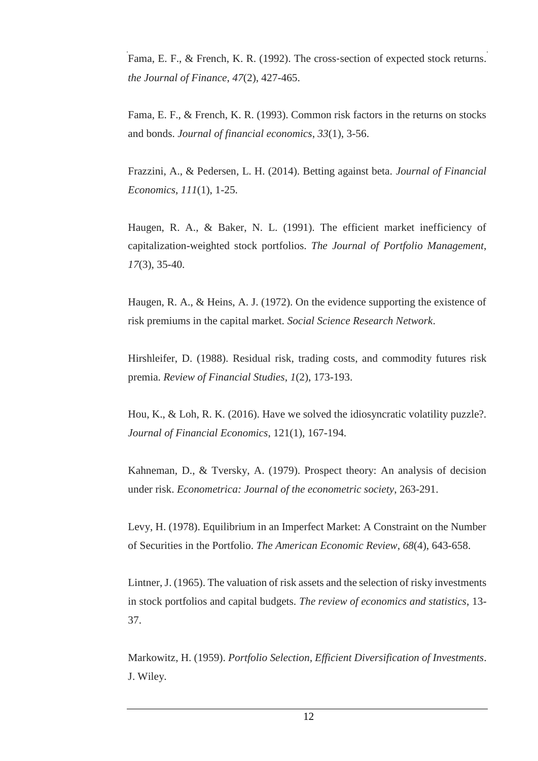Fama, E. F., & French, K. R. (1992). The cross‐section of expected stock returns. *the Journal of Finance*, *47*(2), 427-465.

Fama, E. F., & French, K. R. (1993). Common risk factors in the returns on stocks and bonds. *Journal of financial economics*, *33*(1), 3-56.

Frazzini, A., & Pedersen, L. H. (2014). Betting against beta. *Journal of Financial Economics*, *111*(1), 1-25.

Haugen, R. A., & Baker, N. L. (1991). The efficient market inefficiency of capitalization-weighted stock portfolios. *The Journal of Portfolio Management*, *17*(3), 35-40.

Haugen, R. A., & Heins, A. J. (1972). On the evidence supporting the existence of risk premiums in the capital market. *Social Science Research Network*.

Hirshleifer, D. (1988). Residual risk, trading costs, and commodity futures risk premia. *Review of Financial Studies*, *1*(2), 173-193.

Hou, K., & Loh, R. K. (2016). Have we solved the idiosyncratic volatility puzzle?. *Journal of Financial Economics*, 121(1), 167-194.

Kahneman, D., & Tversky, A. (1979). Prospect theory: An analysis of decision under risk. *Econometrica: Journal of the econometric society*, 263-291.

Levy, H. (1978). Equilibrium in an Imperfect Market: A Constraint on the Number of Securities in the Portfolio. *The American Economic Review*, *68*(4), 643-658.

Lintner, J. (1965). The valuation of risk assets and the selection of risky investments in stock portfolios and capital budgets. *The review of economics and statistics*, 13-37.

Markowitz, H. (1959). *Portfolio Selection, Efficient Diversification of Investments*. J. Wiley.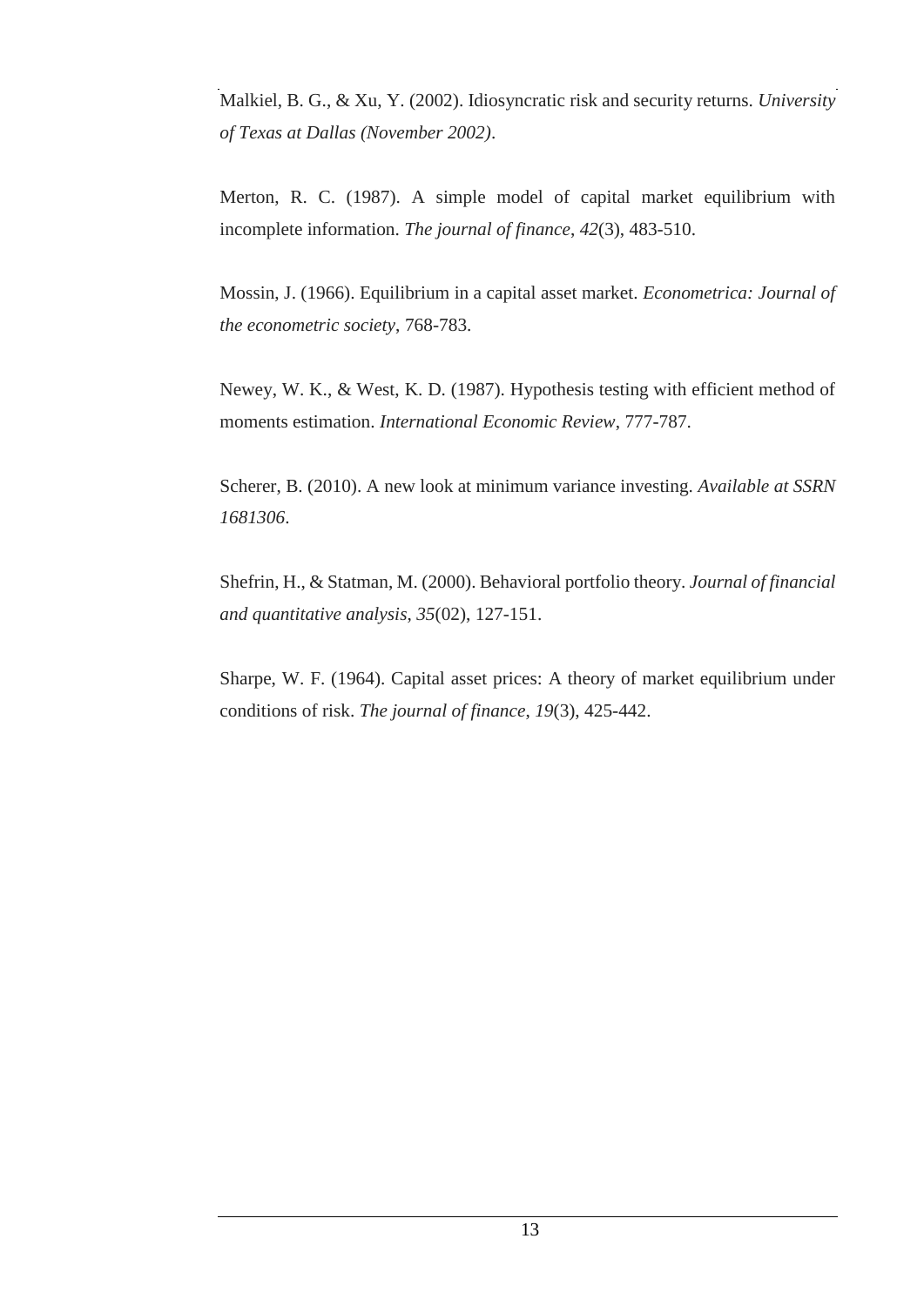Malkiel, B. G., & Xu, Y. (2002). Idiosyncratic risk and security returns. *University of Texas at Dallas (November 2002)*.

Merton, R. C. (1987). A simple model of capital market equilibrium with incomplete information. *The journal of finance*, *42*(3), 483-510.

Mossin, J. (1966). Equilibrium in a capital asset market. *Econometrica: Journal of the econometric society*, 768-783.

Newey, W. K., & West, K. D. (1987). Hypothesis testing with efficient method of moments estimation. *International Economic Review*, 777-787.

Scherer, B. (2010). A new look at minimum variance investing. *Available at SSRN 1681306*.

Shefrin, H., & Statman, M. (2000). Behavioral portfolio theory. *Journal of financial and quantitative analysis*, *35*(02), 127-151.

Sharpe, W. F. (1964). Capital asset prices: A theory of market equilibrium under conditions of risk. *The journal of finance*, *19*(3), 425-442.